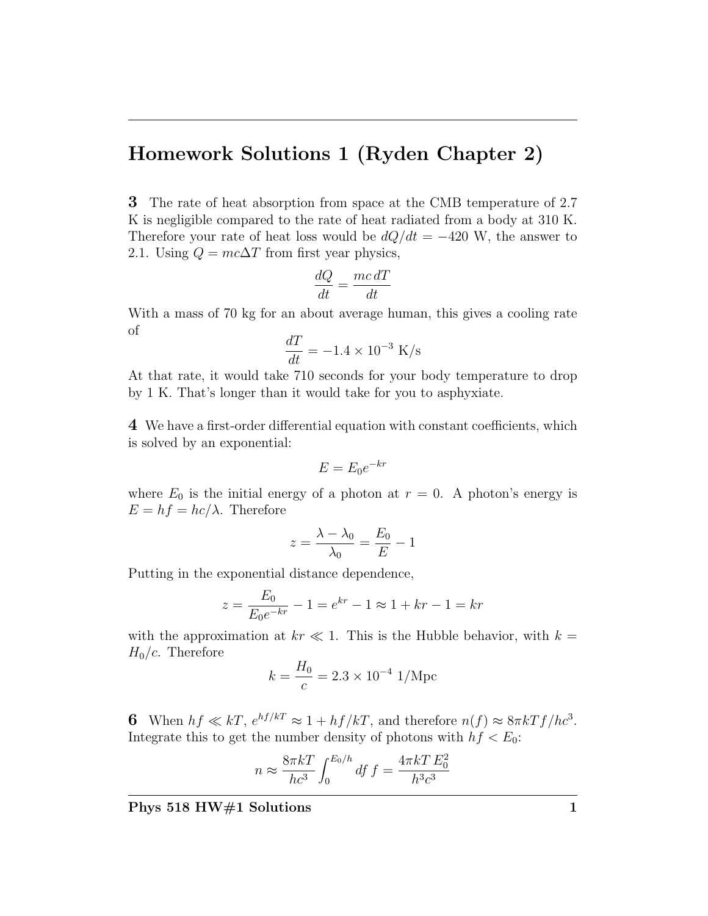# Homework Solutions 1 (Ryden Chapter 2)

**3** The rate of heat absorption from space at the CMB temperature of 2.7 K is negligible compared to the rate of heat radiated from a body at 310 K. Therefore your rate of heat loss would be $dQ/dt = -420$ W, the answer to 2.1. Using $Q = mc\Delta T$ from first year physics,

$$\frac{dQ}{dt} = \frac{mc\,dT}{dt}$$

With a mass of 70 kg for an about average human, this gives a cooling rate of

$$\frac{dT}{dt} = -1.4 \times 10^{-3} \text{ K/s}$$

At that rate, it would take 710 seconds for your body temperature to drop by 1 K. That's longer than it would take for you to asphyxiate.

**4** We have a first-order differential equation with constant coefficients, which is solved by an exponential:

$$E = E_0 e^{-kr}$$

where $E_0$ is the initial energy of a photon at $r = 0$. A photon's energy is $E = hf = hc/\lambda$. Therefore

$$z = \frac{\lambda - \lambda_0}{\lambda_0} = \frac{E_0}{E} - 1$$

Putting in the exponential distance dependence,

$$z = \frac{E_0}{E_0 e^{-kr}} - 1 = e^{kr} - 1 \approx 1 + kr - 1 = kr$$

with the approximation at $kr \ll 1$. This is the Hubble behavior, with $k = H_0/c$. Therefore

$$k = \frac{H_0}{c} = 2.3 \times 10^{-4} \text{ 1/Mpc}$$

**6** When $hf \ll kT$, $e^{hf/kT} \approx 1 + hf/kT$, and therefore $n(f) \approx 8\pi kTf/hc^3$. Integrate this to get the number density of photons with $hf < E_0$:

$$n \approx \frac{8\pi kT}{hc^3} \int_0^{E_0/h} df\, f = \frac{4\pi kT\, E_0^2}{h^3 c^3}$$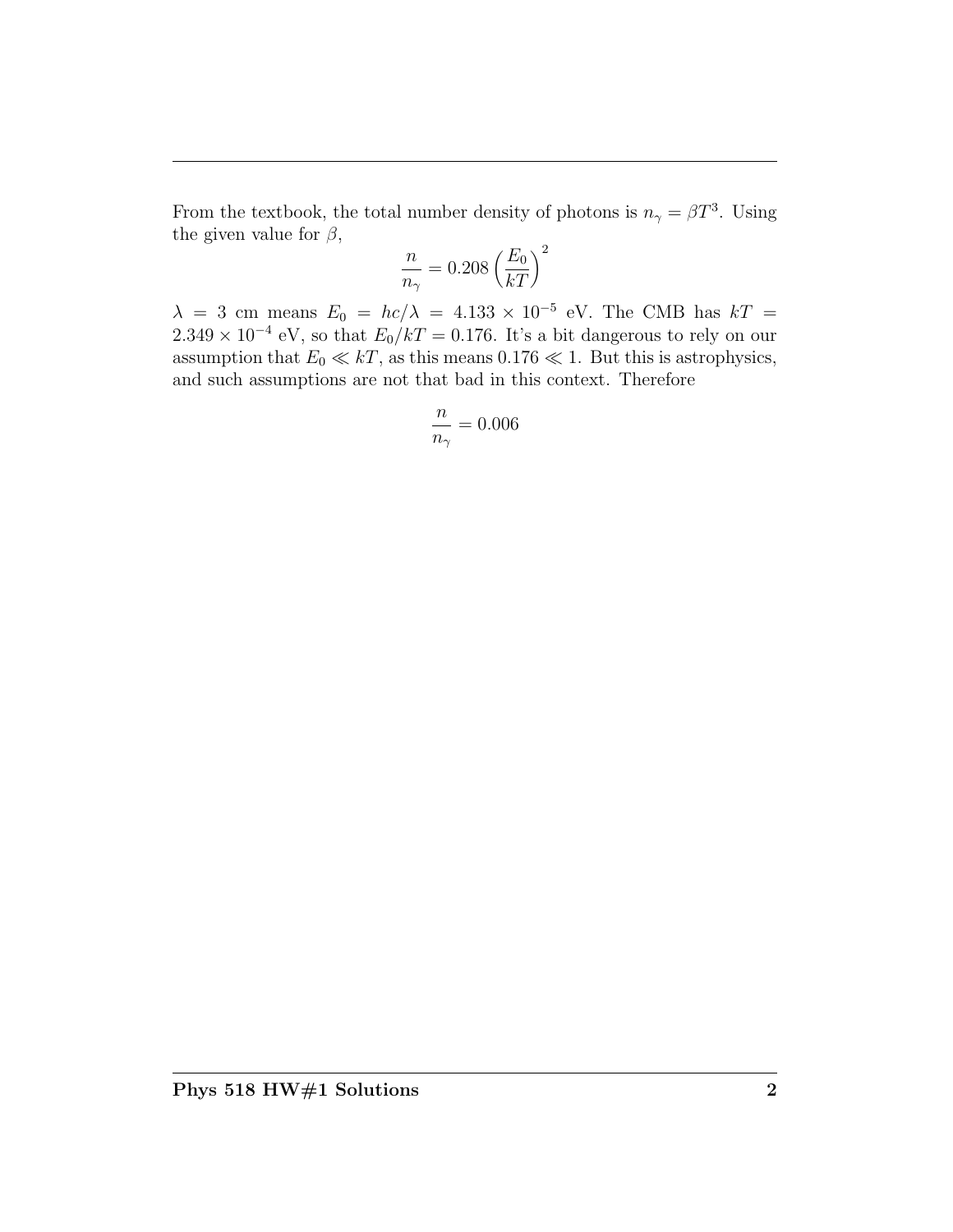From the textbook, the total number density of photons is $n_\gamma = \beta T^3$. Using the given value for $\beta$,

$$\frac{n}{n_\gamma} = 0.208 \left(\frac{E_0}{kT}\right)^2$$

$\lambda = 3$ cm means $E_0 = hc/\lambda = 4.133 \times 10^{-5}$ eV. The CMB has $kT = 2.349 \times 10^{-4}$ eV, so that $E_0/kT = 0.176$. It's a bit dangerous to rely on our assumption that $E_0 \ll kT$, as this means $0.176 \ll 1$. But this is astrophysics, and such assumptions are not that bad in this context. Therefore

$$\frac{n}{n_\gamma} = 0.006$$